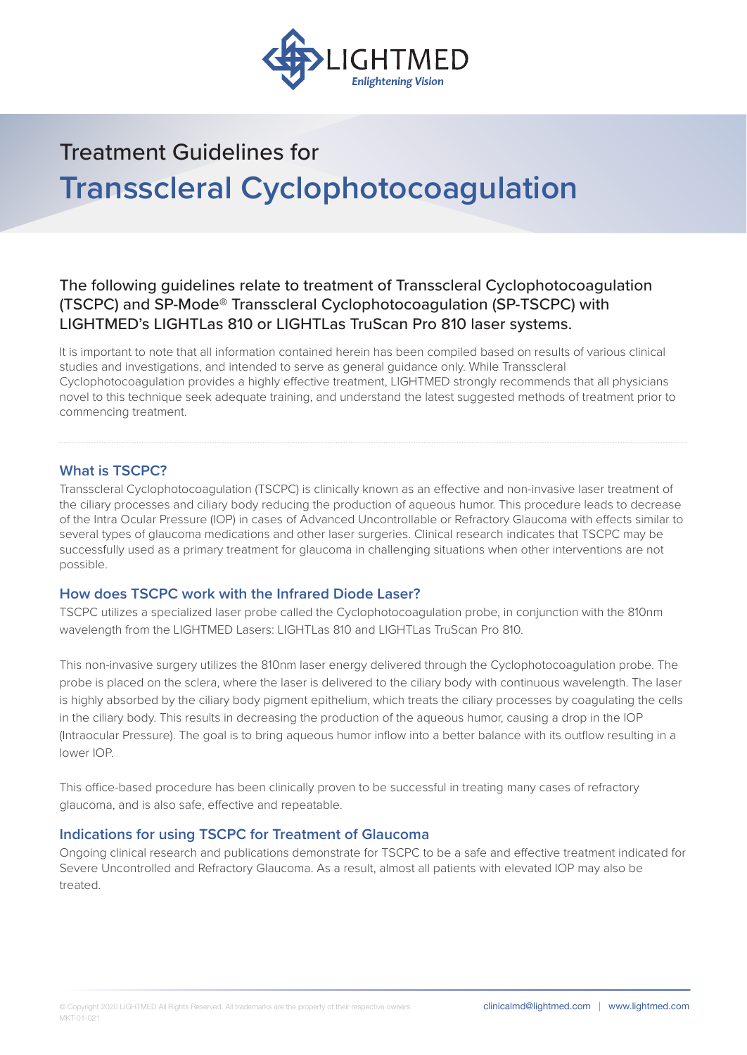LIGHTMED
*Enlightening Vision*

# Treatment Guidelines for
# Transscleral Cyclophotocoagulation

The following guidelines relate to treatment of Transscleral Cyclophotocoagulation (TSCPC) and SP-Mode® Transscleral Cyclophotocoagulation (SP-TSCPC) with LIGHTMED's LIGHTLas 810 or LIGHTLas TruScan Pro 810 laser systems.

It is important to note that all information contained herein has been compiled based on results of various clinical studies and investigations, and intended to serve as general guidance only. While Transscleral Cyclophotocoagulation provides a highly effective treatment, LIGHTMED strongly recommends that all physicians novel to this technique seek adequate training, and understand the latest suggested methods of treatment prior to commencing treatment.

## What is TSCPC?

Transscleral Cyclophotocoagulation (TSCPC) is clinically known as an effective and non-invasive laser treatment of the ciliary processes and ciliary body reducing the production of aqueous humor. This procedure leads to decrease of the Intra Ocular Pressure (IOP) in cases of Advanced Uncontrollable or Refractory Glaucoma with effects similar to several types of glaucoma medications and other laser surgeries. Clinical research indicates that TSCPC may be successfully used as a primary treatment for glaucoma in challenging situations when other interventions are not possible.

## How does TSCPC work with the Infrared Diode Laser?

TSCPC utilizes a specialized laser probe called the Cyclophotocoagulation probe, in conjunction with the 810nm wavelength from the LIGHTMED Lasers: LIGHTLas 810 and LIGHTLas TruScan Pro 810.

This non-invasive surgery utilizes the 810nm laser energy delivered through the Cyclophotocoagulation probe. The probe is placed on the sclera, where the laser is delivered to the ciliary body with continuous wavelength. The laser is highly absorbed by the ciliary body pigment epithelium, which treats the ciliary processes by coagulating the cells in the ciliary body. This results in decreasing the production of the aqueous humor, causing a drop in the IOP (Intraocular Pressure). The goal is to bring aqueous humor inflow into a better balance with its outflow resulting in a lower IOP.

This office-based procedure has been clinically proven to be successful in treating many cases of refractory glaucoma, and is also safe, effective and repeatable.

## Indications for using TSCPC for Treatment of Glaucoma

Ongoing clinical research and publications demonstrate for TSCPC to be a safe and effective treatment indicated for Severe Uncontrolled and Refractory Glaucoma. As a result, almost all patients with elevated IOP may also be treated.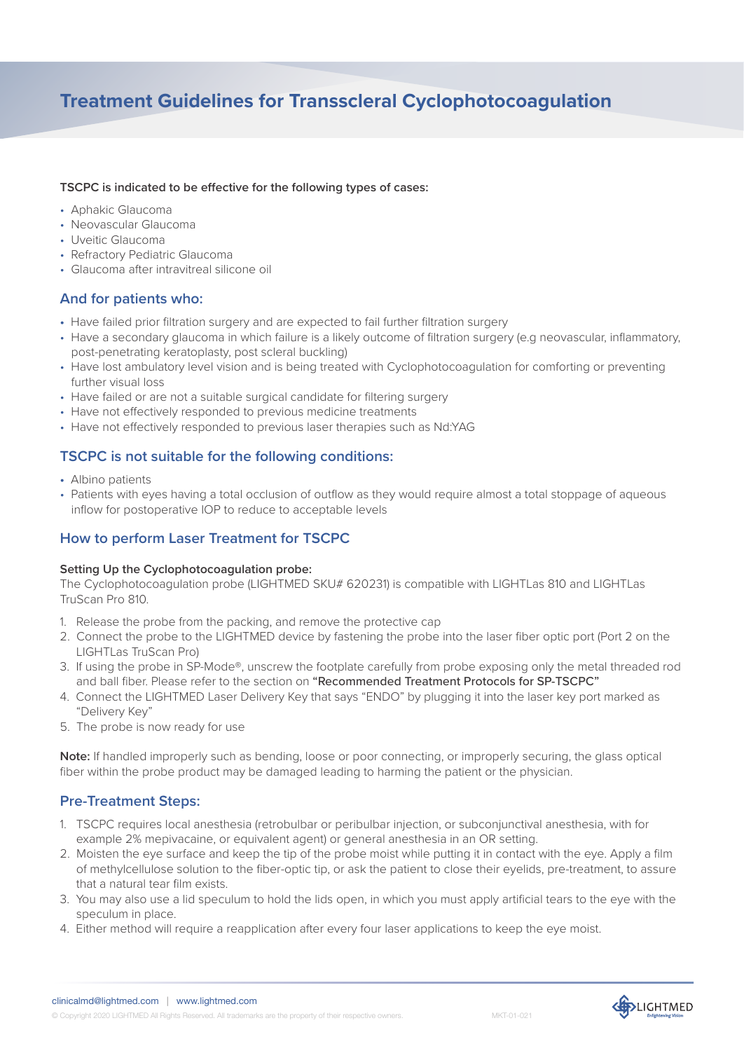# Treatment Guidelines for Transscleral Cyclophotocoagulation

**TSCPC is indicated to be effective for the following types of cases:**

- Aphakic Glaucoma
- Neovascular Glaucoma
- Uveitic Glaucoma
- Refractory Pediatric Glaucoma
- Glaucoma after intravitreal silicone oil

## And for patients who:

- Have failed prior filtration surgery and are expected to fail further filtration surgery
- Have a secondary glaucoma in which failure is a likely outcome of filtration surgery (e.g neovascular, inflammatory, post-penetrating keratoplasty, post scleral buckling)
- Have lost ambulatory level vision and is being treated with Cyclophotocoagulation for comforting or preventing further visual loss
- Have failed or are not a suitable surgical candidate for filtering surgery
- Have not effectively responded to previous medicine treatments
- Have not effectively responded to previous laser therapies such as Nd:YAG

## TSCPC is not suitable for the following conditions:

- Albino patients
- Patients with eyes having a total occlusion of outflow as they would require almost a total stoppage of aqueous inflow for postoperative IOP to reduce to acceptable levels

## How to perform Laser Treatment for TSCPC

**Setting Up the Cyclophotocoagulation probe:**
The Cyclophotocoagulation probe (LIGHTMED SKU# 620231) is compatible with LIGHTLas 810 and LIGHTLas TruScan Pro 810.

1. Release the probe from the packing, and remove the protective cap
2. Connect the probe to the LIGHTMED device by fastening the probe into the laser fiber optic port (Port 2 on the LIGHTLas TruScan Pro)
3. If using the probe in SP-Mode®, unscrew the footplate carefully from probe exposing only the metal threaded rod and ball fiber. Please refer to the section on **"Recommended Treatment Protocols for SP-TSCPC"**
4. Connect the LIGHTMED Laser Delivery Key that says "ENDO" by plugging it into the laser key port marked as "Delivery Key"
5. The probe is now ready for use

**Note:** If handled improperly such as bending, loose or poor connecting, or improperly securing, the glass optical fiber within the probe product may be damaged leading to harming the patient or the physician.

## Pre-Treatment Steps:

1. TSCPC requires local anesthesia (retrobulbar or peribulbar injection, or subconjunctival anesthesia, with for example 2% mepivacaine, or equivalent agent) or general anesthesia in an OR setting.
2. Moisten the eye surface and keep the tip of the probe moist while putting it in contact with the eye. Apply a film of methylcellulose solution to the fiber-optic tip, or ask the patient to close their eyelids, pre-treatment, to assure that a natural tear film exists.
3. You may also use a lid speculum to hold the lids open, in which you must apply artificial tears to the eye with the speculum in place.
4. Either method will require a reapplication after every four laser applications to keep the eye moist.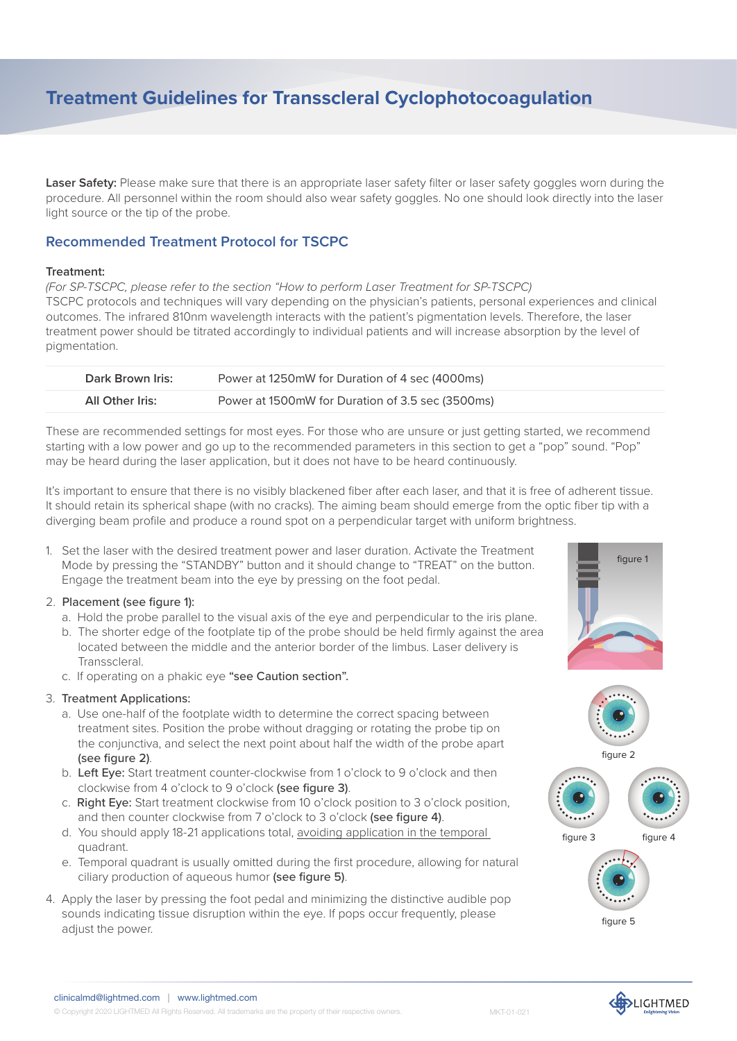# Treatment Guidelines for Transscleral Cyclophotocoagulation

**Laser Safety:** Please make sure that there is an appropriate laser safety filter or laser safety goggles worn during the procedure. All personnel within the room should also wear safety goggles. No one should look directly into the laser light source or the tip of the probe.

## Recommended Treatment Protocol for TSCPC

**Treatment:**

*(For SP-TSCPC, please refer to the section "How to perform Laser Treatment for SP-TSCPC)*

TSCPC protocols and techniques will vary depending on the physician's patients, personal experiences and clinical outcomes. The infrared 810nm wavelength interacts with the patient's pigmentation levels. Therefore, the laser treatment power should be titrated accordingly to individual patients and will increase absorption by the level of pigmentation.

| | |
|---|---|
| **Dark Brown Iris:** | Power at 1250mW for Duration of 4 sec (4000ms) |
| **All Other Iris:** | Power at 1500mW for Duration of 3.5 sec (3500ms) |

These are recommended settings for most eyes. For those who are unsure or just getting started, we recommend starting with a low power and go up to the recommended parameters in this section to get a "pop" sound. "Pop" may be heard during the laser application, but it does not have to be heard continuously.

It's important to ensure that there is no visibly blackened fiber after each laser, and that it is free of adherent tissue. It should retain its spherical shape (with no cracks). The aiming beam should emerge from the optic fiber tip with a diverging beam profile and produce a round spot on a perpendicular target with uniform brightness.

1. Set the laser with the desired treatment power and laser duration. Activate the Treatment Mode by pressing the "STANDBY" button and it should change to "TREAT" on the button. Engage the treatment beam into the eye by pressing on the foot pedal.
2. **Placement (see figure 1):**
   a. Hold the probe parallel to the visual axis of the eye and perpendicular to the iris plane.
   b. The shorter edge of the footplate tip of the probe should be held firmly against the area located between the middle and the anterior border of the limbus. Laser delivery is Transscleral.
   c. If operating on a phakic eye **"see Caution section".**
3. Treatment Applications:
   a. Use one-half of the footplate width to determine the correct spacing between treatment sites. Position the probe without dragging or rotating the probe tip on the conjunctiva, and select the next point about half the width of the probe apart **(see figure 2)**.
   b. **Left Eye:** Start treatment counter-clockwise from 1 o'clock to 9 o'clock and then clockwise from 4 o'clock to 9 o'clock **(see figure 3)**.
   c. **Right Eye:** Start treatment clockwise from 10 o'clock position to 3 o'clock position, and then counter clockwise from 7 o'clock to 3 o'clock **(see figure 4)**.
   d. You should apply 18-21 applications total, avoiding application in the temporal quadrant.
   e. Temporal quadrant is usually omitted during the first procedure, allowing for natural ciliary production of aqueous humor **(see figure 5)**.
4. Apply the laser by pressing the foot pedal and minimizing the distinctive audible pop sounds indicating tissue disruption within the eye. If pops occur frequently, please adjust the power.

figure 1

figure 2

figure 3

figure 4

figure 5

clinicalmd@lightmed.com | www.lightmed.com

© Copyright 2020 LIGHTMED All Rights Reserved. All trademarks are the property of their respective owners.

MKT-01-021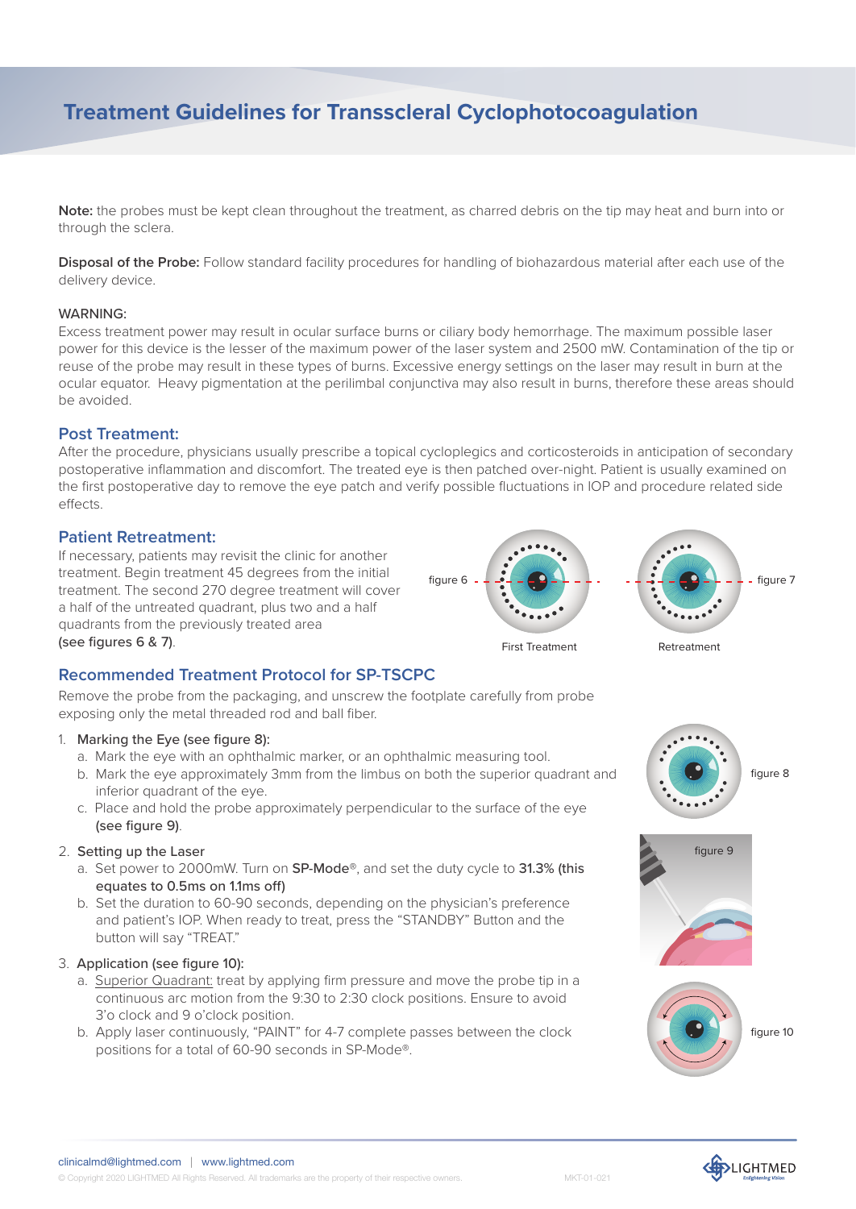# Treatment Guidelines for Transscleral Cyclophotocoagulation

**Note:** the probes must be kept clean throughout the treatment, as charred debris on the tip may heat and burn into or through the sclera.

**Disposal of the Probe:** Follow standard facility procedures for handling of biohazardous material after each use of the delivery device.

WARNING:
Excess treatment power may result in ocular surface burns or ciliary body hemorrhage. The maximum possible laser power for this device is the lesser of the maximum power of the laser system and 2500 mW. Contamination of the tip or reuse of the probe may result in these types of burns. Excessive energy settings on the laser may result in burn at the ocular equator. Heavy pigmentation at the perilimbal conjunctiva may also result in burns, therefore these areas should be avoided.

## Post Treatment:

After the procedure, physicians usually prescribe a topical cycloplegics and corticosteroids in anticipation of secondary postoperative inflammation and discomfort. The treated eye is then patched over-night. Patient is usually examined on the first postoperative day to remove the eye patch and verify possible fluctuations in IOP and procedure related side effects.

## Patient Retreatment:

If necessary, patients may revisit the clinic for another treatment. Begin treatment 45 degrees from the initial treatment. The second 270 degree treatment will cover a half of the untreated quadrant, plus two and a half quadrants from the previously treated area (see figures 6 & 7).

figure 6 — First Treatment

figure 7 — Retreatment

## Recommended Treatment Protocol for SP-TSCPC

Remove the probe from the packaging, and unscrew the footplate carefully from probe exposing only the metal threaded rod and ball fiber.

1. Marking the Eye (see figure 8):
   a. Mark the eye with an ophthalmic marker, or an ophthalmic measuring tool.
   b. Mark the eye approximately 3mm from the limbus on both the superior quadrant and inferior quadrant of the eye.
   c. Place and hold the probe approximately perpendicular to the surface of the eye (see figure 9).

2. Setting up the Laser
   a. Set power to 2000mW. Turn on **SP-Mode**®, and set the duty cycle to **31.3% (this equates to 0.5ms on 1.1ms off)**
   b. Set the duration to 60-90 seconds, depending on the physician's preference and patient's IOP. When ready to treat, press the "STANDBY" Button and the button will say "TREAT."

3. Application (see figure 10):
   a. Superior Quadrant: treat by applying firm pressure and move the probe tip in a continuous arc motion from the 9:30 to 2:30 clock positions. Ensure to avoid 3'o clock and 9 o'clock position.
   b. Apply laser continuously, "PAINT" for 4-7 complete passes between the clock positions for a total of 60-90 seconds in SP-Mode®.

figure 8

figure 9

figure 10

clinicalmd@lightmed.com | www.lightmed.com

© Copyright 2020 LIGHTMED All Rights Reserved. All trademarks are the property of their respective owners. MKT-01-021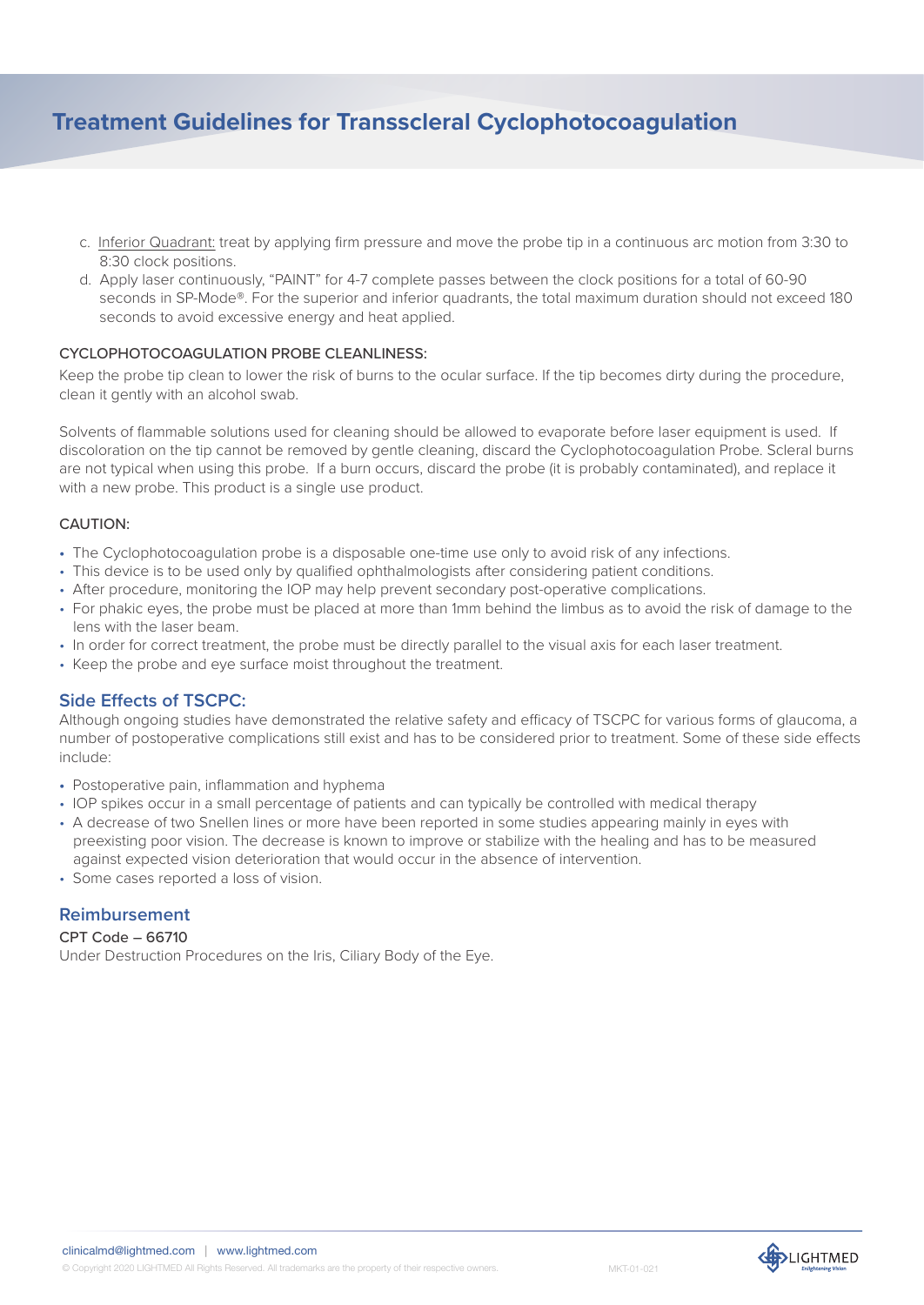# Treatment Guidelines for Transscleral Cyclophotocoagulation

c. Inferior Quadrant: treat by applying firm pressure and move the probe tip in a continuous arc motion from 3:30 to 8:30 clock positions.

d. Apply laser continuously, "PAINT" for 4-7 complete passes between the clock positions for a total of 60-90 seconds in SP-Mode®. For the superior and inferior quadrants, the total maximum duration should not exceed 180 seconds to avoid excessive energy and heat applied.

CYCLOPHOTOCOAGULATION PROBE CLEANLINESS:

Keep the probe tip clean to lower the risk of burns to the ocular surface. If the tip becomes dirty during the procedure, clean it gently with an alcohol swab.

Solvents of flammable solutions used for cleaning should be allowed to evaporate before laser equipment is used. If discoloration on the tip cannot be removed by gentle cleaning, discard the Cyclophotocoagulation Probe. Scleral burns are not typical when using this probe. If a burn occurs, discard the probe (it is probably contaminated), and replace it with a new probe. This product is a single use product.

CAUTION:

- The Cyclophotocoagulation probe is a disposable one-time use only to avoid risk of any infections.
- This device is to be used only by qualified ophthalmologists after considering patient conditions.
- After procedure, monitoring the IOP may help prevent secondary post-operative complications.
- For phakic eyes, the probe must be placed at more than 1mm behind the limbus as to avoid the risk of damage to the lens with the laser beam.
- In order for correct treatment, the probe must be directly parallel to the visual axis for each laser treatment.
- Keep the probe and eye surface moist throughout the treatment.

## Side Effects of TSCPC:

Although ongoing studies have demonstrated the relative safety and efficacy of TSCPC for various forms of glaucoma, a number of postoperative complications still exist and has to be considered prior to treatment. Some of these side effects include:

- Postoperative pain, inflammation and hyphema
- IOP spikes occur in a small percentage of patients and can typically be controlled with medical therapy
- A decrease of two Snellen lines or more have been reported in some studies appearing mainly in eyes with preexisting poor vision. The decrease is known to improve or stabilize with the healing and has to be measured against expected vision deterioration that would occur in the absence of intervention.
- Some cases reported a loss of vision.

## Reimbursement

CPT Code – 66710

Under Destruction Procedures on the Iris, Ciliary Body of the Eye.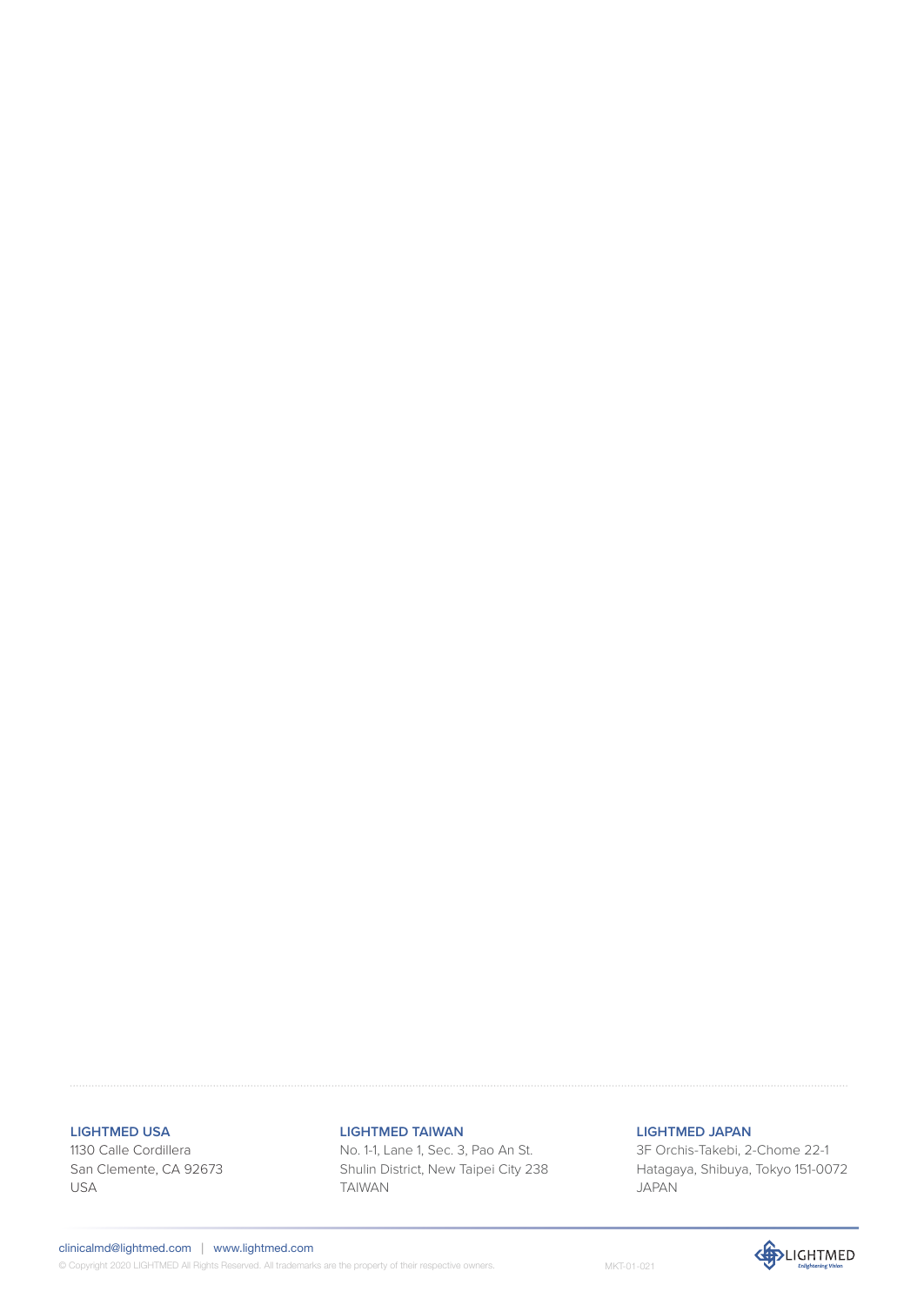**LIGHTMED USA**
1130 Calle Cordillera
San Clemente, CA 92673
USA

**LIGHTMED TAIWAN**
No. 1-1, Lane 1, Sec. 3, Pao An St.
Shulin District, New Taipei City 238
TAIWAN

**LIGHTMED JAPAN**
3F Orchis-Takebi, 2-Chome 22-1
Hatagaya, Shibuya, Tokyo 151-0072
JAPAN

clinicalmd@lightmed.com | www.lightmed.com

© Copyright 2020 LIGHTMED All Rights Reserved. All trademarks are the property of their respective owners.

MKT-01-021

LIGHTMED
Enlightening Vision